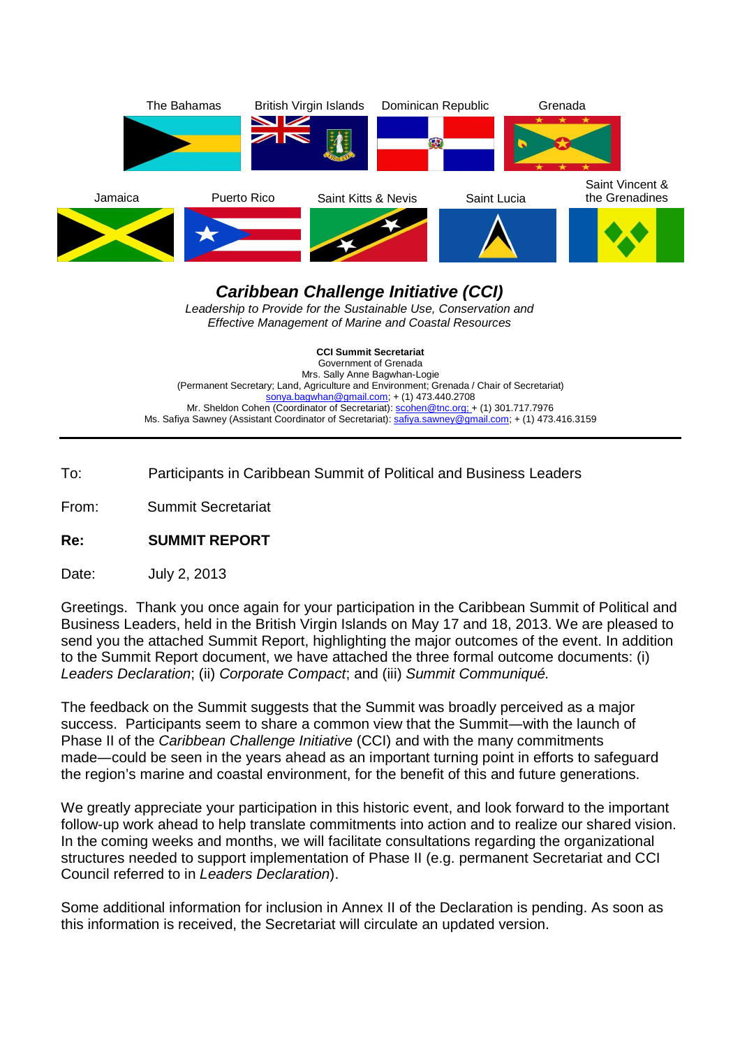The Bahamas | British Virgin Islands | Dominican Republic | Grenada

Jamaica | Puerto Rico | Saint Kitts & Nevis | Saint Lucia | Saint Vincent & the Grenadines

# *Caribbean Challenge Initiative (CCI)*

*Leadership to Provide for the Sustainable Use, Conservation and Effective Management of Marine and Coastal Resources*

**CCI Summit Secretariat**
Government of Grenada
Mrs. Sally Anne Bagwhan-Logie
(Permanent Secretary; Land, Agriculture and Environment; Grenada / Chair of Secretariat)
sonya.bagwhan@gmail.com; + (1) 473.440.2708
Mr. Sheldon Cohen (Coordinator of Secretariat): scohen@tnc.org; + (1) 301.717.7976
Ms. Safiya Sawney (Assistant Coordinator of Secretariat): safiya.sawney@gmail.com; + (1) 473.416.3159

---

To: Participants in Caribbean Summit of Political and Business Leaders

From: Summit Secretariat

**Re: SUMMIT REPORT**

Date: July 2, 2013

Greetings. Thank you once again for your participation in the Caribbean Summit of Political and Business Leaders, held in the British Virgin Islands on May 17 and 18, 2013. We are pleased to send you the attached Summit Report, highlighting the major outcomes of the event. In addition to the Summit Report document, we have attached the three formal outcome documents: (i) *Leaders Declaration*; (ii) *Corporate Compact*; and (iii) *Summit Communiqué.*

The feedback on the Summit suggests that the Summit was broadly perceived as a major success. Participants seem to share a common view that the Summit—with the launch of Phase II of the *Caribbean Challenge Initiative* (CCI) and with the many commitments made—could be seen in the years ahead as an important turning point in efforts to safeguard the region's marine and coastal environment, for the benefit of this and future generations.

We greatly appreciate your participation in this historic event, and look forward to the important follow-up work ahead to help translate commitments into action and to realize our shared vision. In the coming weeks and months, we will facilitate consultations regarding the organizational structures needed to support implementation of Phase II (e.g. permanent Secretariat and CCI Council referred to in *Leaders Declaration*).

Some additional information for inclusion in Annex II of the Declaration is pending. As soon as this information is received, the Secretariat will circulate an updated version.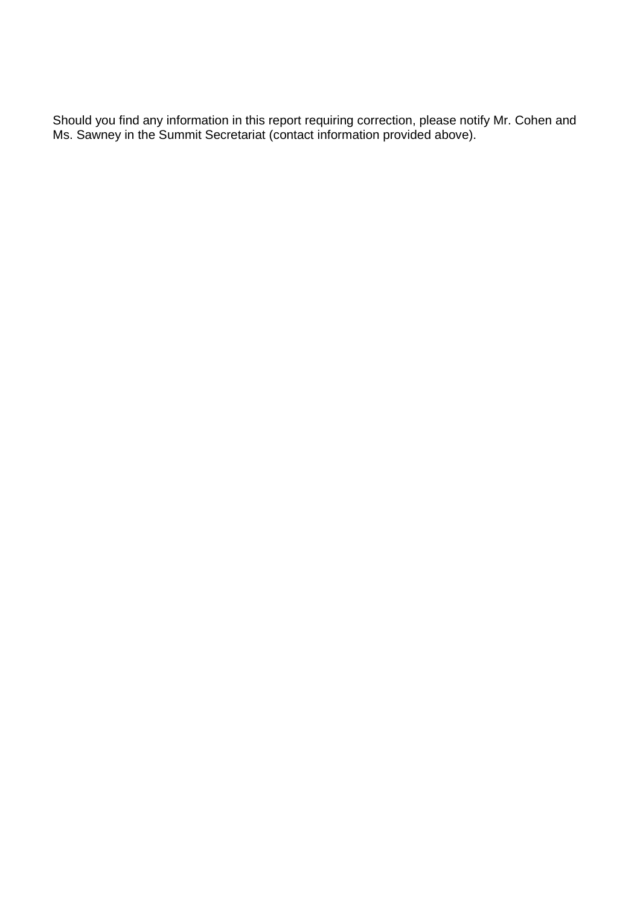Should you find any information in this report requiring correction, please notify Mr. Cohen and Ms. Sawney in the Summit Secretariat (contact information provided above).